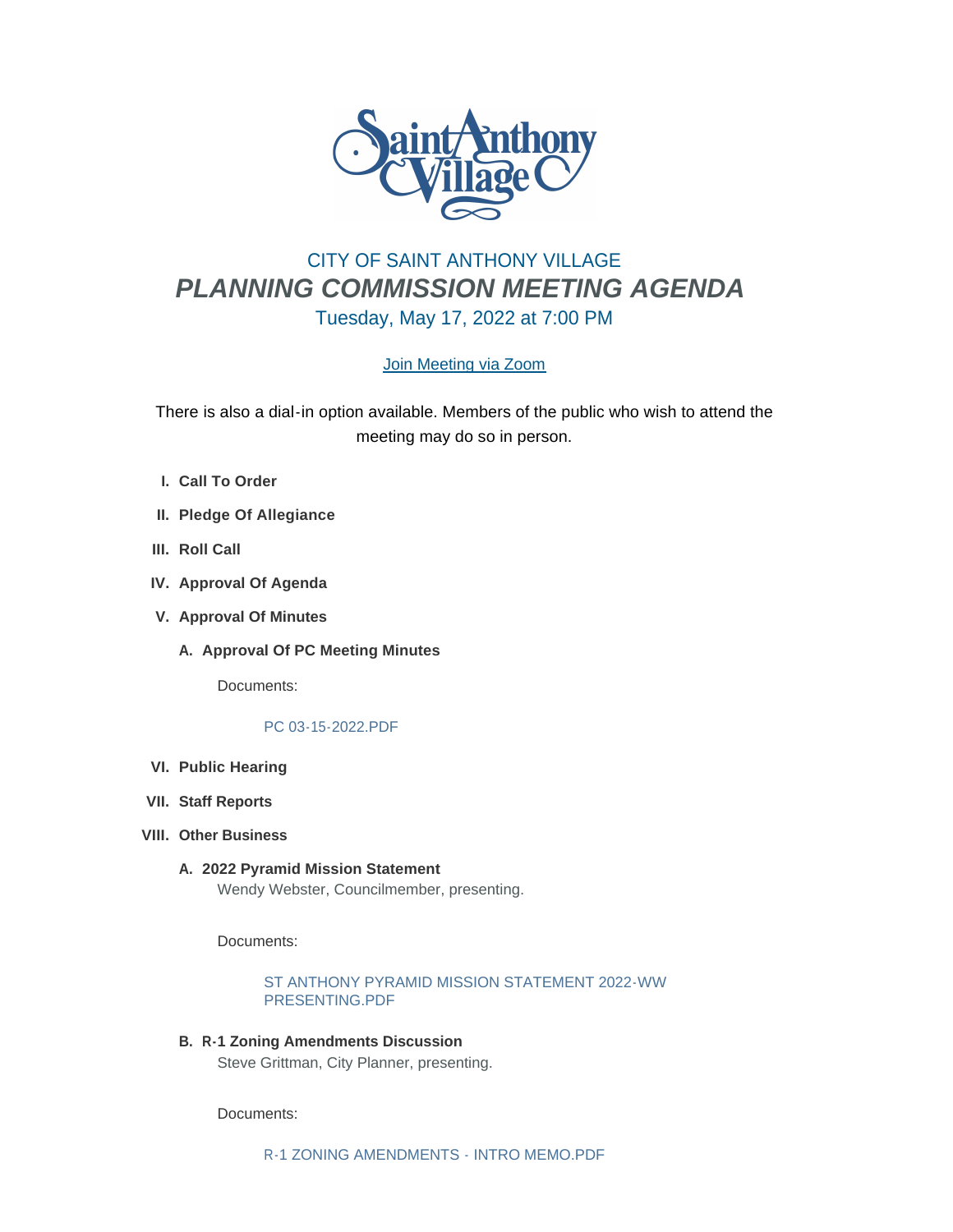# CITY OF SAINT ANTHONY VILLAGE

## *PLANNING COMMISSION MEETING AGENDA*

### Tuesday, May 17, 2022 at 7:00 PM

Join Meeting via Zoom

There is also a dial-in option available. Members of the public who wish to attend the meeting may do so in person.

I. **Call To Order**

II. **Pledge Of Allegiance**

III. **Roll Call**

IV. **Approval Of Agenda**

V. **Approval Of Minutes**

   A. **Approval Of PC Meeting Minutes**

      Documents:

      PC 03-15-2022.PDF

VI. **Public Hearing**

VII. **Staff Reports**

VIII. **Other Business**

   A. **2022 Pyramid Mission Statement**
      Wendy Webster, Councilmember, presenting.

      Documents:

      ST ANTHONY PYRAMID MISSION STATEMENT 2022-WW PRESENTING.PDF

   B. **R-1 Zoning Amendments Discussion**
      Steve Grittman, City Planner, presenting.

      Documents:

      R-1 ZONING AMENDMENTS - INTRO MEMO.PDF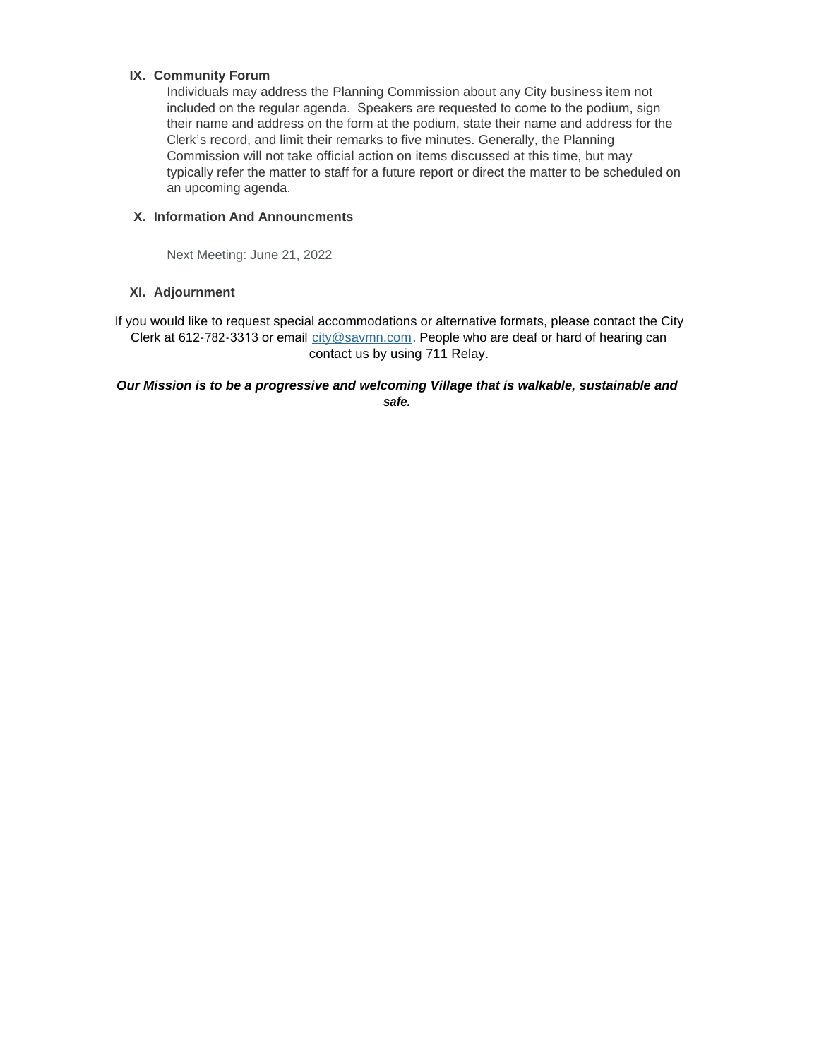## IX. Community Forum

Individuals may address the Planning Commission about any City business item not included on the regular agenda. Speakers are requested to come to the podium, sign their name and address on the form at the podium, state their name and address for the Clerk's record, and limit their remarks to five minutes. Generally, the Planning Commission will not take official action on items discussed at this time, but may typically refer the matter to staff for a future report or direct the matter to be scheduled on an upcoming agenda.

## X. Information And Announcments

Next Meeting: June 21, 2022

## XI. Adjournment

If you would like to request special accommodations or alternative formats, please contact the City Clerk at 612-782-3313 or email city@savmn.com. People who are deaf or hard of hearing can contact us by using 711 Relay.

***Our Mission is to be a progressive and welcoming Village that is walkable, sustainable and safe.***